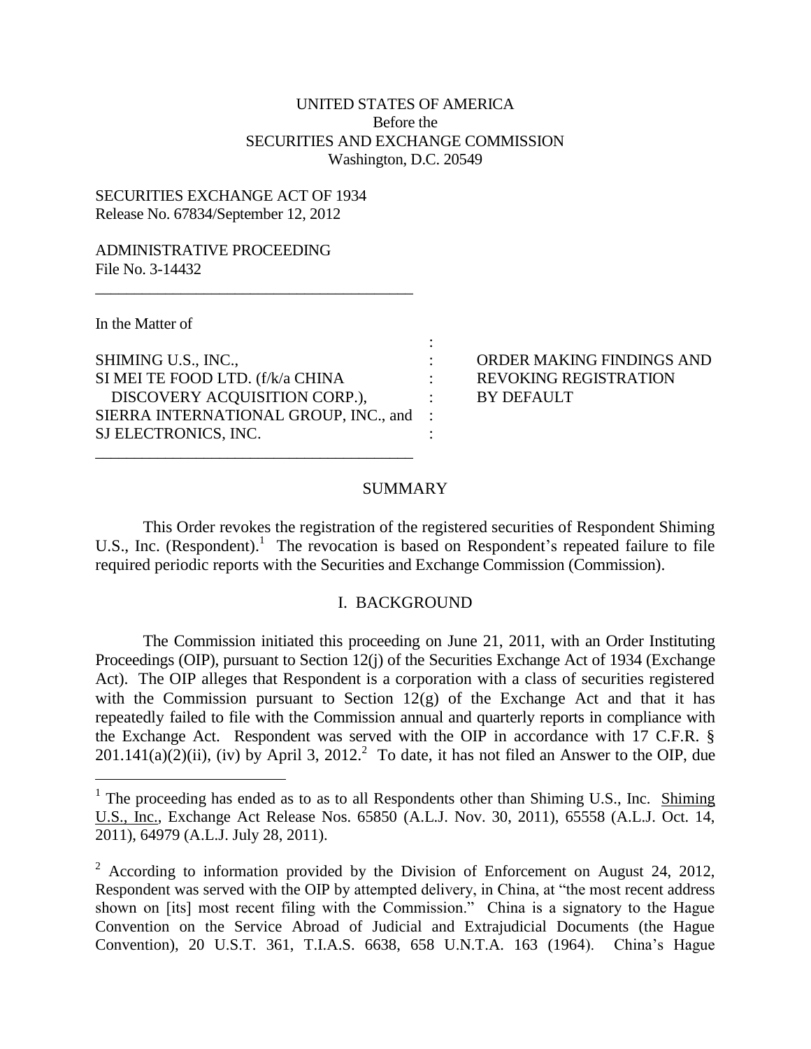UNITED STATES OF AMERICA
Before the
SECURITIES AND EXCHANGE COMMISSION
Washington, D.C. 20549

SECURITIES EXCHANGE ACT OF 1934
Release No. 67834/September 12, 2012

ADMINISTRATIVE PROCEEDING
File No. 3-14432

In the Matter of

SHIMING U.S., INC.,
SI MEI TE FOOD LTD. (f/k/a CHINA DISCOVERY ACQUISITION CORP.),
SIERRA INTERNATIONAL GROUP, INC., and
SJ ELECTRONICS, INC.

ORDER MAKING FINDINGS AND REVOKING REGISTRATION BY DEFAULT

## SUMMARY

This Order revokes the registration of the registered securities of Respondent Shiming U.S., Inc. (Respondent).[1] The revocation is based on Respondent's repeated failure to file required periodic reports with the Securities and Exchange Commission (Commission).

## I. BACKGROUND

The Commission initiated this proceeding on June 21, 2011, with an Order Instituting Proceedings (OIP), pursuant to Section 12(j) of the Securities Exchange Act of 1934 (Exchange Act). The OIP alleges that Respondent is a corporation with a class of securities registered with the Commission pursuant to Section 12(g) of the Exchange Act and that it has repeatedly failed to file with the Commission annual and quarterly reports in compliance with the Exchange Act. Respondent was served with the OIP in accordance with 17 C.F.R. § 201.141(a)(2)(ii), (iv) by April 3, 2012.[2] To date, it has not filed an Answer to the OIP, due

[1] The proceeding has ended as to as to all Respondents other than Shiming U.S., Inc. Shiming U.S., Inc., Exchange Act Release Nos. 65850 (A.L.J. Nov. 30, 2011), 65558 (A.L.J. Oct. 14, 2011), 64979 (A.L.J. July 28, 2011).

[2] According to information provided by the Division of Enforcement on August 24, 2012, Respondent was served with the OIP by attempted delivery, in China, at "the most recent address shown on [its] most recent filing with the Commission." China is a signatory to the Hague Convention on the Service Abroad of Judicial and Extrajudicial Documents (the Hague Convention), 20 U.S.T. 361, T.I.A.S. 6638, 658 U.N.T.A. 163 (1964). China's Hague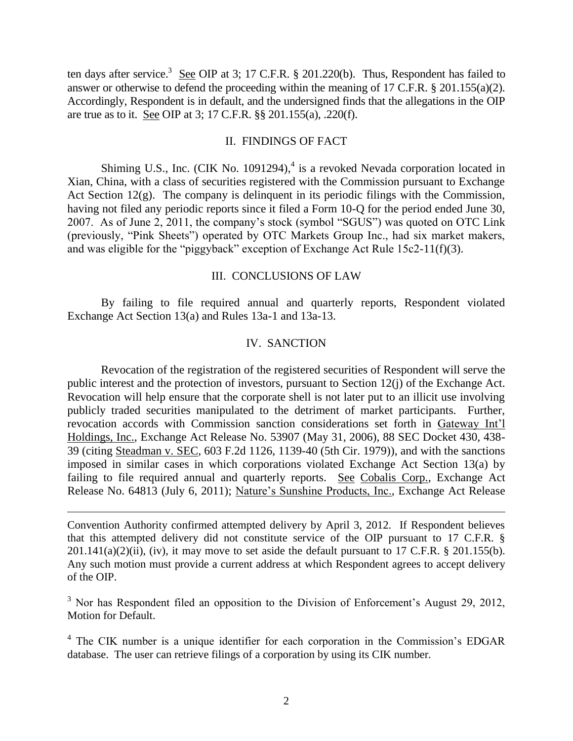ten days after service.[3] See OIP at 3; 17 C.F.R. § 201.220(b). Thus, Respondent has failed to answer or otherwise to defend the proceeding within the meaning of 17 C.F.R. § 201.155(a)(2). Accordingly, Respondent is in default, and the undersigned finds that the allegations in the OIP are true as to it. See OIP at 3; 17 C.F.R. §§ 201.155(a), .220(f).

## II. FINDINGS OF FACT

Shiming U.S., Inc. (CIK No. 1091294),[4] is a revoked Nevada corporation located in Xian, China, with a class of securities registered with the Commission pursuant to Exchange Act Section 12(g). The company is delinquent in its periodic filings with the Commission, having not filed any periodic reports since it filed a Form 10-Q for the period ended June 30, 2007. As of June 2, 2011, the company's stock (symbol "SGUS") was quoted on OTC Link (previously, "Pink Sheets") operated by OTC Markets Group Inc., had six market makers, and was eligible for the "piggyback" exception of Exchange Act Rule 15c2-11(f)(3).

## III. CONCLUSIONS OF LAW

By failing to file required annual and quarterly reports, Respondent violated Exchange Act Section 13(a) and Rules 13a-1 and 13a-13.

## IV. SANCTION

Revocation of the registration of the registered securities of Respondent will serve the public interest and the protection of investors, pursuant to Section 12(j) of the Exchange Act. Revocation will help ensure that the corporate shell is not later put to an illicit use involving publicly traded securities manipulated to the detriment of market participants. Further, revocation accords with Commission sanction considerations set forth in Gateway Int'l Holdings, Inc., Exchange Act Release No. 53907 (May 31, 2006), 88 SEC Docket 430, 438-39 (citing Steadman v. SEC, 603 F.2d 1126, 1139-40 (5th Cir. 1979)), and with the sanctions imposed in similar cases in which corporations violated Exchange Act Section 13(a) by failing to file required annual and quarterly reports. See Cobalis Corp., Exchange Act Release No. 64813 (July 6, 2011); Nature's Sunshine Products, Inc., Exchange Act Release

---

Convention Authority confirmed attempted delivery by April 3, 2012. If Respondent believes that this attempted delivery did not constitute service of the OIP pursuant to 17 C.F.R. § 201.141(a)(2)(ii), (iv), it may move to set aside the default pursuant to 17 C.F.R. § 201.155(b). Any such motion must provide a current address at which Respondent agrees to accept delivery of the OIP.

[3] Nor has Respondent filed an opposition to the Division of Enforcement's August 29, 2012, Motion for Default.

[4] The CIK number is a unique identifier for each corporation in the Commission's EDGAR database. The user can retrieve filings of a corporation by using its CIK number.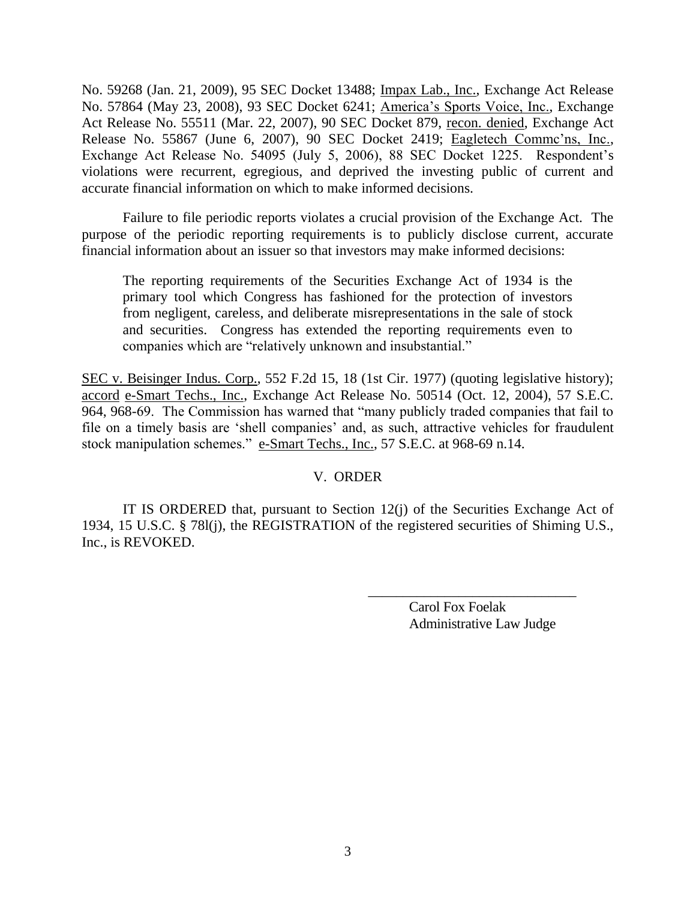No. 59268 (Jan. 21, 2009), 95 SEC Docket 13488; Impax Lab., Inc., Exchange Act Release No. 57864 (May 23, 2008), 93 SEC Docket 6241; America's Sports Voice, Inc., Exchange Act Release No. 55511 (Mar. 22, 2007), 90 SEC Docket 879, recon. denied, Exchange Act Release No. 55867 (June 6, 2007), 90 SEC Docket 2419; Eagletech Commc'ns, Inc., Exchange Act Release No. 54095 (July 5, 2006), 88 SEC Docket 1225. Respondent's violations were recurrent, egregious, and deprived the investing public of current and accurate financial information on which to make informed decisions.

Failure to file periodic reports violates a crucial provision of the Exchange Act. The purpose of the periodic reporting requirements is to publicly disclose current, accurate financial information about an issuer so that investors may make informed decisions:

> The reporting requirements of the Securities Exchange Act of 1934 is the primary tool which Congress has fashioned for the protection of investors from negligent, careless, and deliberate misrepresentations in the sale of stock and securities. Congress has extended the reporting requirements even to companies which are "relatively unknown and insubstantial."

SEC v. Beisinger Indus. Corp., 552 F.2d 15, 18 (1st Cir. 1977) (quoting legislative history); accord e-Smart Techs., Inc., Exchange Act Release No. 50514 (Oct. 12, 2004), 57 S.E.C. 964, 968-69. The Commission has warned that "many publicly traded companies that fail to file on a timely basis are 'shell companies' and, as such, attractive vehicles for fraudulent stock manipulation schemes." e-Smart Techs., Inc., 57 S.E.C. at 968-69 n.14.

## V. ORDER

IT IS ORDERED that, pursuant to Section 12(j) of the Securities Exchange Act of 1934, 15 U.S.C. § 78l(j), the REGISTRATION of the registered securities of Shiming U.S., Inc., is REVOKED.

\_\_\_\_\_\_\_\_\_\_\_\_\_\_\_\_\_\_\_\_\_\_\_\_\_\_\_\_\_\_

Carol Fox Foelak
Administrative Law Judge